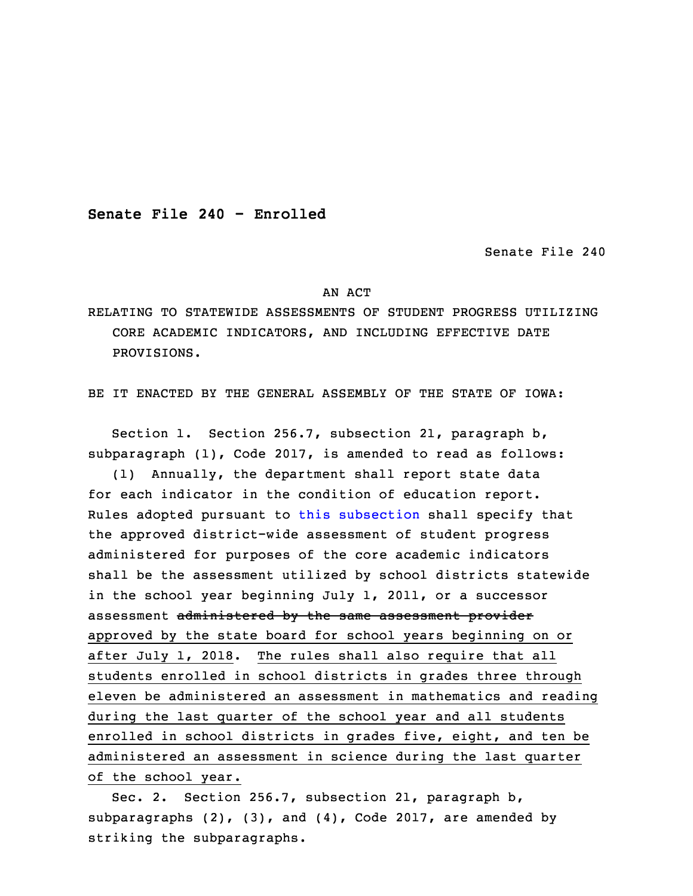**Senate File 240 - Enrolled**

Senate File 240

AN ACT

RELATING TO STATEWIDE ASSESSMENTS OF STUDENT PROGRESS UTILIZING CORE ACADEMIC INDICATORS, AND INCLUDING EFFECTIVE DATE PROVISIONS.

BE IT ENACTED BY THE GENERAL ASSEMBLY OF THE STATE OF IOWA:

Section 1. Section 256.7, subsection 21, paragraph b, subparagraph (1), Code 2017, is amended to read as follows:

(1) Annually, the department shall report state data for each indicator in the condition of education report. Rules adopted pursuant to this subsection shall specify that the approved district-wide assessment of student progress administered for purposes of the core academic indicators shall be the assessment utilized by school districts statewide in the school year beginning July 1, 2011, or a successor assessment ~~administered by the same assessment provider~~ <u>approved by the state board for school years beginning on or after July 1, 2018</u>. <u>The rules shall also require that all students enrolled in school districts in grades three through eleven be administered an assessment in mathematics and reading during the last quarter of the school year and all students enrolled in school districts in grades five, eight, and ten be administered an assessment in science during the last quarter of the school year.</u>

Sec. 2. Section 256.7, subsection 21, paragraph b, subparagraphs (2), (3), and (4), Code 2017, are amended by striking the subparagraphs.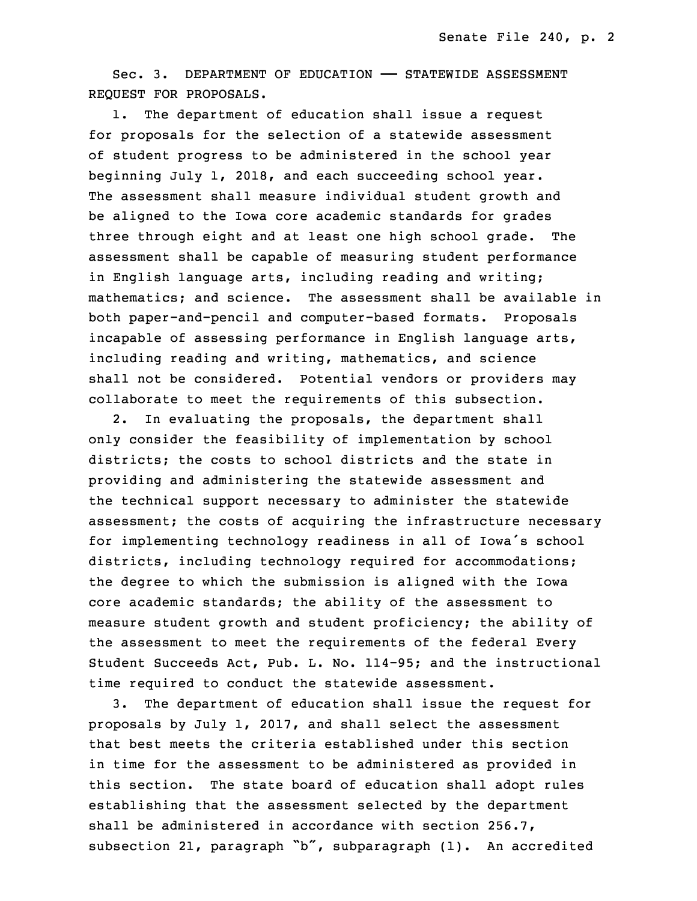Sec. 3. DEPARTMENT OF EDUCATION —— STATEWIDE ASSESSMENT REQUEST FOR PROPOSALS.

1. The department of education shall issue a request for proposals for the selection of a statewide assessment of student progress to be administered in the school year beginning July 1, 2018, and each succeeding school year. The assessment shall measure individual student growth and be aligned to the Iowa core academic standards for grades three through eight and at least one high school grade. The assessment shall be capable of measuring student performance in English language arts, including reading and writing; mathematics; and science. The assessment shall be available in both paper-and-pencil and computer-based formats. Proposals incapable of assessing performance in English language arts, including reading and writing, mathematics, and science shall not be considered. Potential vendors or providers may collaborate to meet the requirements of this subsection.

2. In evaluating the proposals, the department shall only consider the feasibility of implementation by school districts; the costs to school districts and the state in providing and administering the statewide assessment and the technical support necessary to administer the statewide assessment; the costs of acquiring the infrastructure necessary for implementing technology readiness in all of Iowa's school districts, including technology required for accommodations; the degree to which the submission is aligned with the Iowa core academic standards; the ability of the assessment to measure student growth and student proficiency; the ability of the assessment to meet the requirements of the federal Every Student Succeeds Act, Pub. L. No. 114-95; and the instructional time required to conduct the statewide assessment.

3. The department of education shall issue the request for proposals by July 1, 2017, and shall select the assessment that best meets the criteria established under this section in time for the assessment to be administered as provided in this section. The state board of education shall adopt rules establishing that the assessment selected by the department shall be administered in accordance with section 256.7, subsection 21, paragraph "b", subparagraph (1). An accredited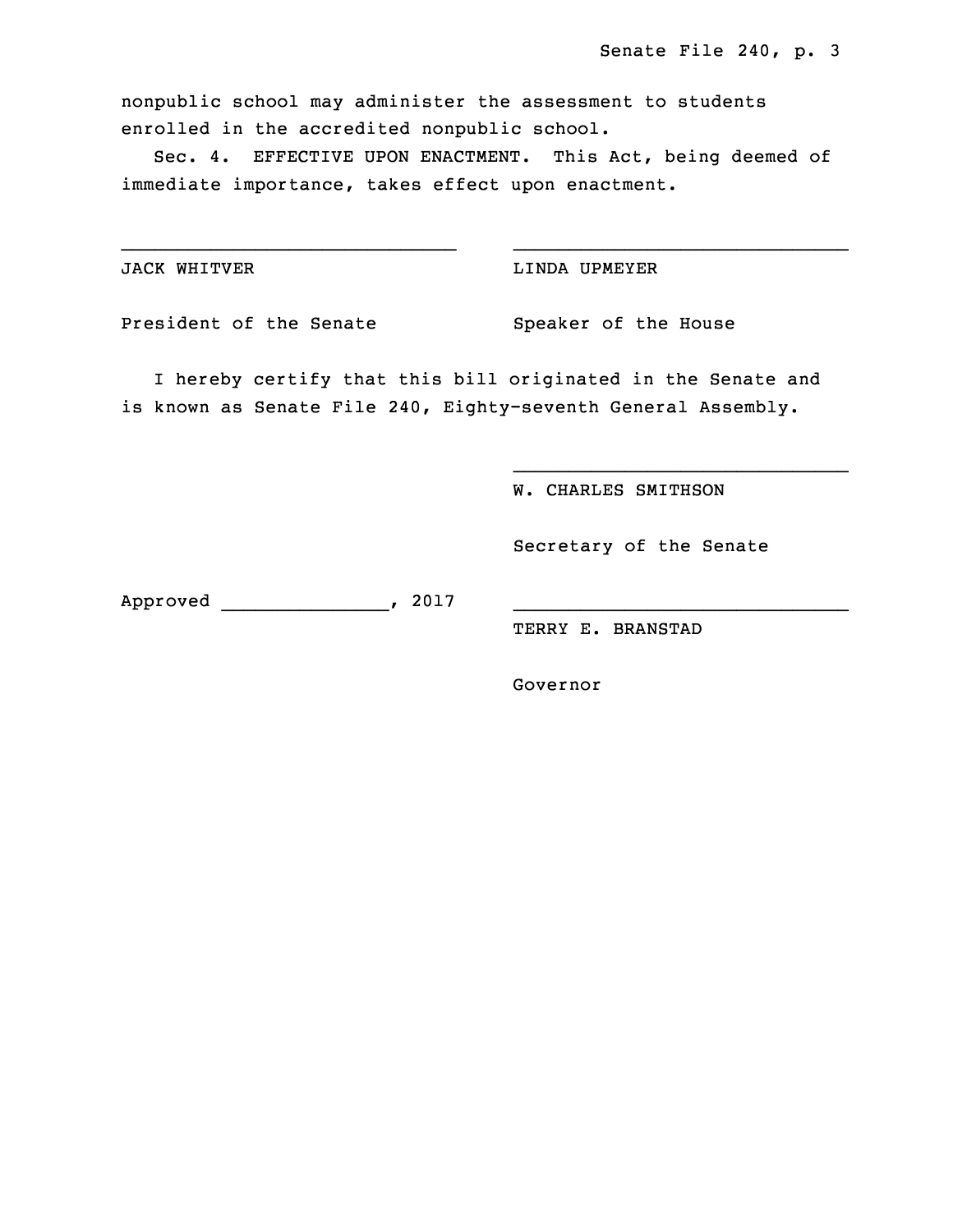nonpublic school may administer the assessment to students enrolled in the accredited nonpublic school.

Sec. 4. EFFECTIVE UPON ENACTMENT. This Act, being deemed of immediate importance, takes effect upon enactment.

______________________________
JACK WHITVER

President of the Senate

______________________________
LINDA UPMEYER

Speaker of the House

I hereby certify that this bill originated in the Senate and is known as Senate File 240, Eighty-seventh General Assembly.

______________________________
W. CHARLES SMITHSON

Secretary of the Senate

Approved _______________, 2017

______________________________
TERRY E. BRANSTAD

Governor